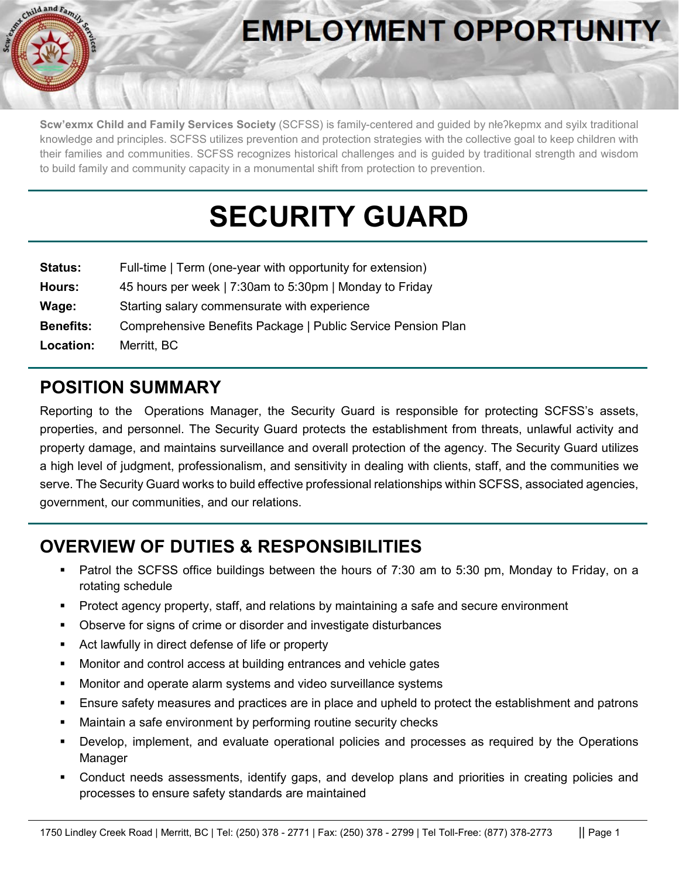# EMPLOYMENT OPPORTUNITY

**Scw'exmx Child and Family Services Society** (SCFSS) is family-centered and guided by nłeʔkepmx and syilx traditional knowledge and principles. SCFSS utilizes prevention and protection strategies with the collective goal to keep children with their families and communities. SCFSS recognizes historical challenges and is guided by traditional strength and wisdom to build family and community capacity in a monumental shift from protection to prevention.

# SECURITY GUARD

**Status:** Full-time | Term (one-year with opportunity for extension)

**Hours:** 45 hours per week | 7:30am to 5:30pm | Monday to Friday

**Wage:** Starting salary commensurate with experience

**Benefits:** Comprehensive Benefits Package | Public Service Pension Plan

**Location:** Merritt, BC

## POSITION SUMMARY

Reporting to the Operations Manager, the Security Guard is responsible for protecting SCFSS's assets, properties, and personnel. The Security Guard protects the establishment from threats, unlawful activity and property damage, and maintains surveillance and overall protection of the agency. The Security Guard utilizes a high level of judgment, professionalism, and sensitivity in dealing with clients, staff, and the communities we serve. The Security Guard works to build effective professional relationships within SCFSS, associated agencies, government, our communities, and our relations.

## OVERVIEW OF DUTIES & RESPONSIBILITIES

- Patrol the SCFSS office buildings between the hours of 7:30 am to 5:30 pm, Monday to Friday, on a rotating schedule
- Protect agency property, staff, and relations by maintaining a safe and secure environment
- Observe for signs of crime or disorder and investigate disturbances
- Act lawfully in direct defense of life or property
- Monitor and control access at building entrances and vehicle gates
- Monitor and operate alarm systems and video surveillance systems
- Ensure safety measures and practices are in place and upheld to protect the establishment and patrons
- Maintain a safe environment by performing routine security checks
- Develop, implement, and evaluate operational policies and processes as required by the Operations Manager
- Conduct needs assessments, identify gaps, and develop plans and priorities in creating policies and processes to ensure safety standards are maintained

1750 Lindley Creek Road | Merritt, BC | Tel: (250) 378 - 2771 | Fax: (250) 378 - 2799 | Tel Toll-Free: (877) 378-2773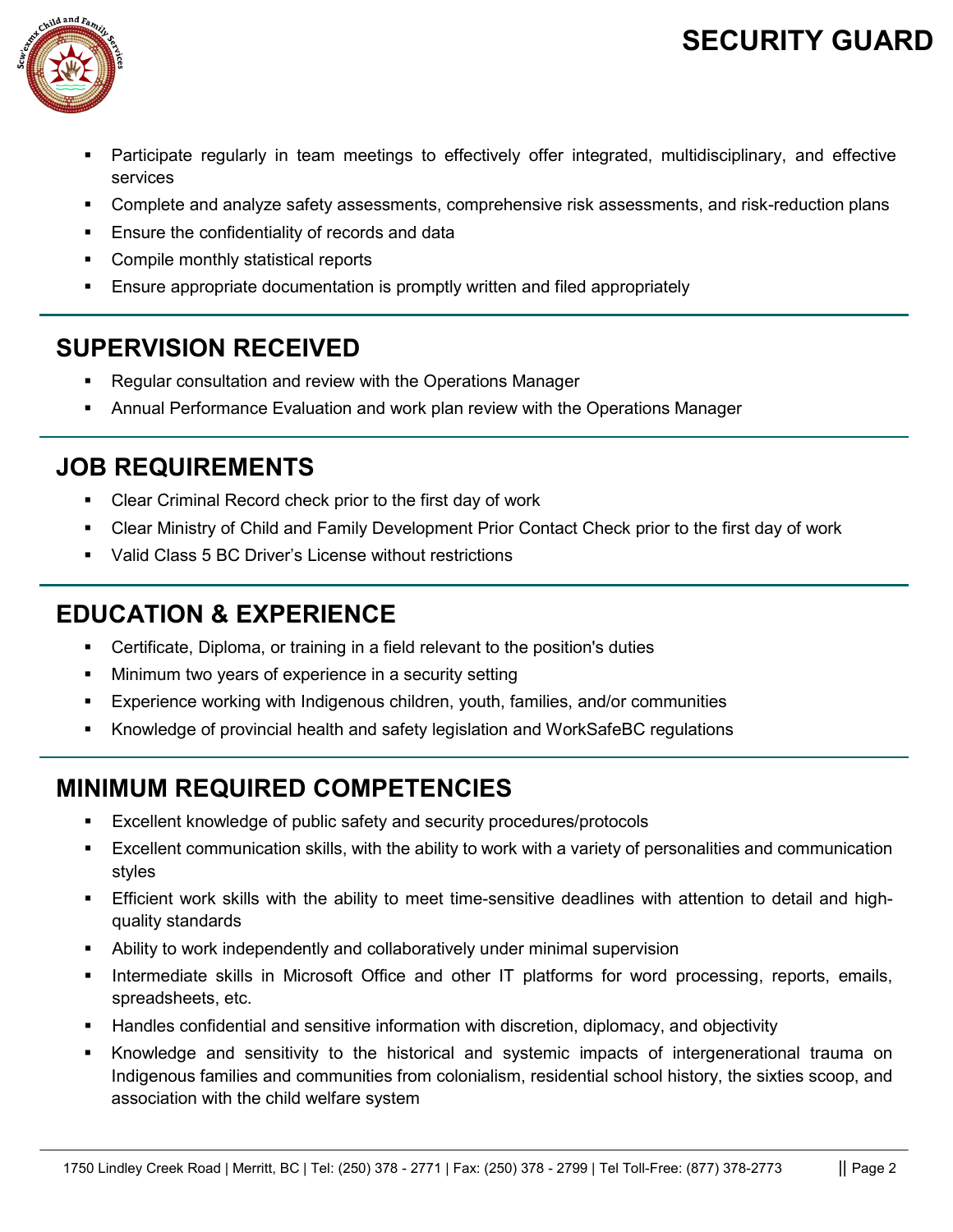- Participate regularly in team meetings to effectively offer integrated, multidisciplinary, and effective services
- Complete and analyze safety assessments, comprehensive risk assessments, and risk-reduction plans
- Ensure the confidentiality of records and data
- Compile monthly statistical reports
- Ensure appropriate documentation is promptly written and filed appropriately

## SUPERVISION RECEIVED

- Regular consultation and review with the Operations Manager
- Annual Performance Evaluation and work plan review with the Operations Manager

## JOB REQUIREMENTS

- Clear Criminal Record check prior to the first day of work
- Clear Ministry of Child and Family Development Prior Contact Check prior to the first day of work
- Valid Class 5 BC Driver's License without restrictions

## EDUCATION & EXPERIENCE

- Certificate, Diploma, or training in a field relevant to the position's duties
- Minimum two years of experience in a security setting
- Experience working with Indigenous children, youth, families, and/or communities
- Knowledge of provincial health and safety legislation and WorkSafeBC regulations

## MINIMUM REQUIRED COMPETENCIES

- Excellent knowledge of public safety and security procedures/protocols
- Excellent communication skills, with the ability to work with a variety of personalities and communication styles
- Efficient work skills with the ability to meet time-sensitive deadlines with attention to detail and high-quality standards
- Ability to work independently and collaboratively under minimal supervision
- Intermediate skills in Microsoft Office and other IT platforms for word processing, reports, emails, spreadsheets, etc.
- Handles confidential and sensitive information with discretion, diplomacy, and objectivity
- Knowledge and sensitivity to the historical and systemic impacts of intergenerational trauma on Indigenous families and communities from colonialism, residential school history, the sixties scoop, and association with the child welfare system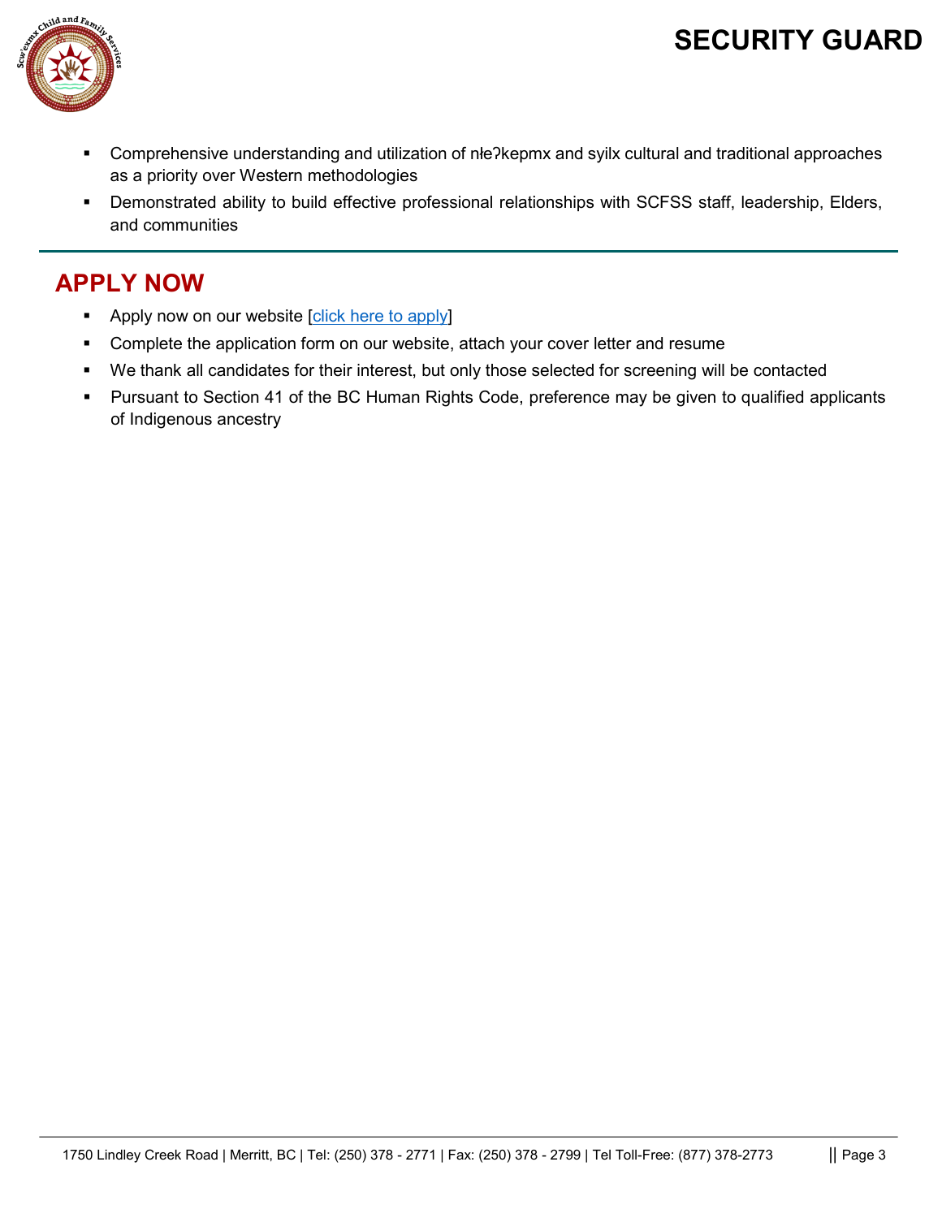- Comprehensive understanding and utilization of nłeʔkepmx and syilx cultural and traditional approaches as a priority over Western methodologies
- Demonstrated ability to build effective professional relationships with SCFSS staff, leadership, Elders, and communities

## APPLY NOW

- Apply now on our website [click here to apply]
- Complete the application form on our website, attach your cover letter and resume
- We thank all candidates for their interest, but only those selected for screening will be contacted
- Pursuant to Section 41 of the BC Human Rights Code, preference may be given to qualified applicants of Indigenous ancestry

1750 Lindley Creek Road | Merritt, BC | Tel: (250) 378 - 2771 | Fax: (250) 378 - 2799 | Tel Toll-Free: (877) 378-2773